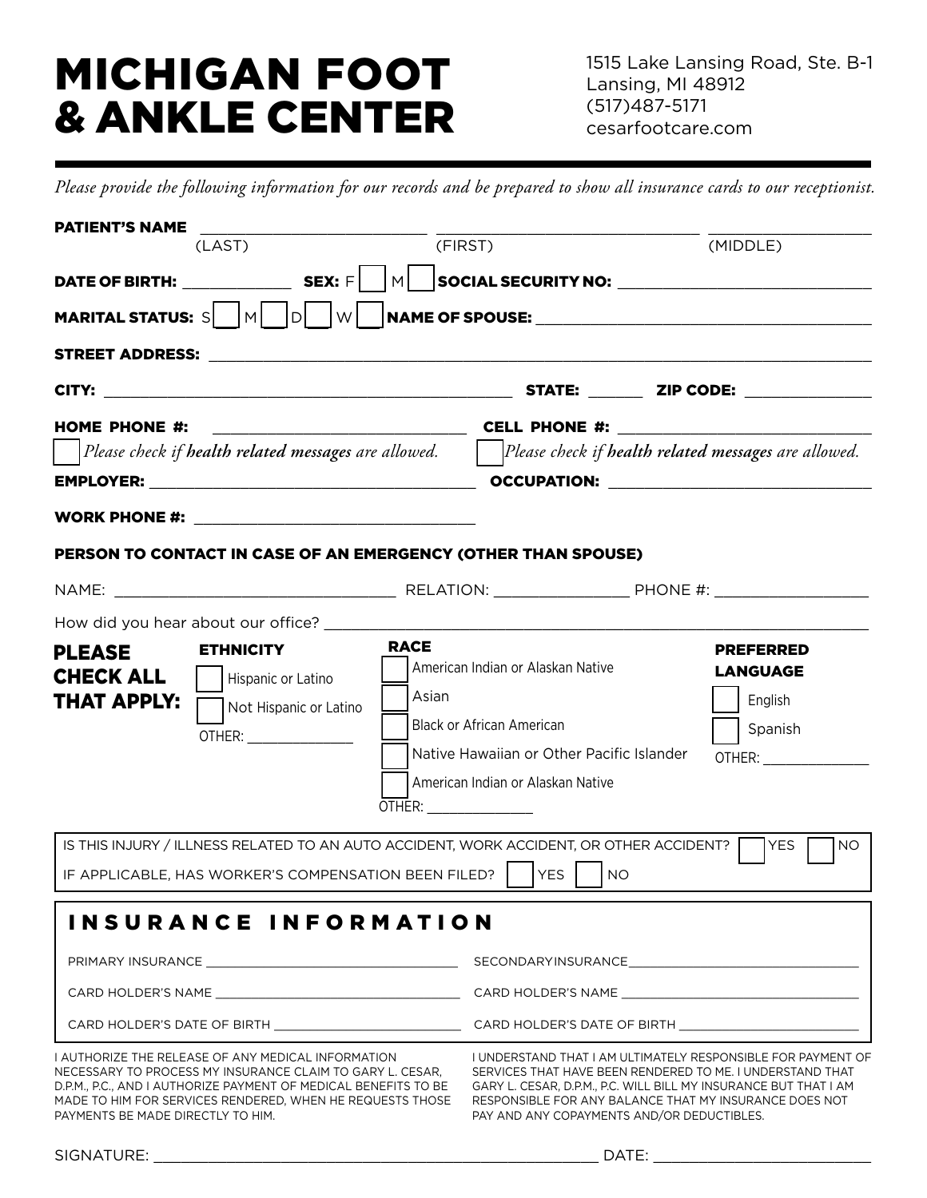# MICHIGAN FOOT & ANKLE CENTER

1515 Lake Lansing Road, Ste. B-1
Lansing, MI 48912
(517)487-5171
cesarfootcare.com

*Please provide the following information for our records and be prepared to show all insurance cards to our receptionist.*

**PATIENT'S NAME** ______________________ ______________________ ______________
(LAST) (FIRST) (MIDDLE)

**DATE OF BIRTH:** ____________ **SEX:** F ☐ M ☐ **SOCIAL SECURITY NO:** ______________________

**MARITAL STATUS:** S ☐ M ☐ D ☐ W ☐ **NAME OF SPOUSE:** ______________________

**STREET ADDRESS:** ______________________________________________

**CITY:** ______________________ **STATE:** ______ **ZIP CODE:** ____________

**HOME PHONE #:** ______________________ **CELL PHONE #:** ______________________

☐ *Please check if* ***health related messages*** *are allowed.* ☐ *Please check if* ***health related messages*** *are allowed.*

**EMPLOYER:** ______________________ **OCCUPATION:** ______________________

**WORK PHONE #:** ______________________

**PERSON TO CONTACT IN CASE OF AN EMERGENCY (OTHER THAN SPOUSE)**

NAME: ______________________ RELATION: ____________ PHONE #: ______________

How did you hear about our office? ______________________________________________

**PLEASE CHECK ALL THAT APPLY:**

**ETHNICITY**

- ☐ Hispanic or Latino
- ☐ Not Hispanic or Latino
- OTHER: ____________

**RACE**

- ☐ American Indian or Alaskan Native
- ☐ Asian
- ☐ Black or African American
- ☐ Native Hawaiian or Other Pacific Islander
- ☐ American Indian or Alaskan Native
- OTHER: ____________

**PREFERRED LANGUAGE**

- ☐ English
- ☐ Spanish
- OTHER: ____________

IS THIS INJURY / ILLNESS RELATED TO AN AUTO ACCIDENT, WORK ACCIDENT, OR OTHER ACCIDENT? ☐ YES ☐ NO

IF APPLICABLE, HAS WORKER'S COMPENSATION BEEN FILED? ☐ YES ☐ NO

## INSURANCE INFORMATION

PRIMARY INSURANCE ______________________ SECONDARYINSURANCE______________________

CARD HOLDER'S NAME ______________________ CARD HOLDER'S NAME ______________________

CARD HOLDER'S DATE OF BIRTH ______________ CARD HOLDER'S DATE OF BIRTH ______________

I AUTHORIZE THE RELEASE OF ANY MEDICAL INFORMATION NECESSARY TO PROCESS MY INSURANCE CLAIM TO GARY L. CESAR, D.P.M., P.C., AND I AUTHORIZE PAYMENT OF MEDICAL BENEFITS TO BE MADE TO HIM FOR SERVICES RENDERED, WHEN HE REQUESTS THOSE PAYMENTS BE MADE DIRECTLY TO HIM.

I UNDERSTAND THAT I AM ULTIMATELY RESPONSIBLE FOR PAYMENT OF SERVICES THAT HAVE BEEN RENDERED TO ME. I UNDERSTAND THAT GARY L. CESAR, D.P.M., P.C. WILL BILL MY INSURANCE BUT THAT I AM RESPONSIBLE FOR ANY BALANCE THAT MY INSURANCE DOES NOT PAY AND ANY COPAYMENTS AND/OR DEDUCTIBLES.

SIGNATURE: ______________________________________ DATE: ______________________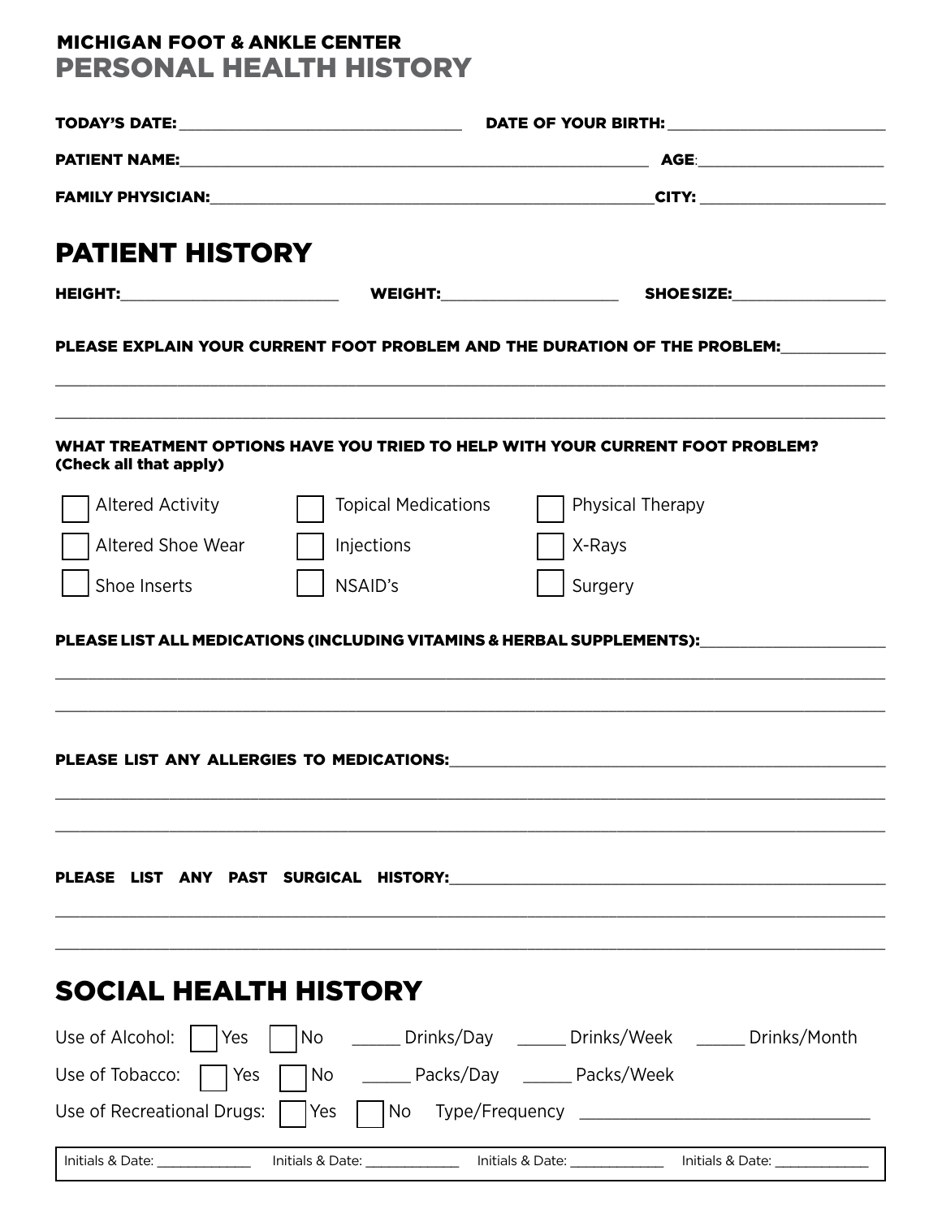# MICHIGAN FOOT & ANKLE CENTER

## PERSONAL HEALTH HISTORY

**TODAY'S DATE:** ____________________ **DATE OF YOUR BIRTH:** ____________________

**PATIENT NAME:** ________________________________________ **AGE:** ____________________

**FAMILY PHYSICIAN:** ________________________________________ **CITY:** ____________________

## PATIENT HISTORY

**HEIGHT:** ____________________ **WEIGHT:** ____________________ **SHOE SIZE:** ____________________

**PLEASE EXPLAIN YOUR CURRENT FOOT PROBLEM AND THE DURATION OF THE PROBLEM:** ____________

________________________________________________________________________________

________________________________________________________________________________

**WHAT TREATMENT OPTIONS HAVE YOU TRIED TO HELP WITH YOUR CURRENT FOOT PROBLEM? (Check all that apply)**

- ☐ Altered Activity
- ☐ Topical Medications
- ☐ Physical Therapy
- ☐ Altered Shoe Wear
- ☐ Injections
- ☐ X-Rays
- ☐ Shoe Inserts
- ☐ NSAID's
- ☐ Surgery

**PLEASE LIST ALL MEDICATIONS (INCLUDING VITAMINS & HERBAL SUPPLEMENTS):** ____________________

________________________________________________________________________________

________________________________________________________________________________

**PLEASE LIST ANY ALLERGIES TO MEDICATIONS:** ________________________________________

________________________________________________________________________________

________________________________________________________________________________

**PLEASE LIST ANY PAST SURGICAL HISTORY:** ________________________________________

________________________________________________________________________________

________________________________________________________________________________

## SOCIAL HEALTH HISTORY

Use of Alcohol: ☐ Yes ☐ No _____ Drinks/Day _____ Drinks/Week _____ Drinks/Month

Use of Tobacco: ☐ Yes ☐ No _____ Packs/Day _____ Packs/Week

Use of Recreational Drugs: ☐ Yes ☐ No Type/Frequency ____________________________

Initials & Date: __________ Initials & Date: __________ Initials & Date: __________ Initials & Date: __________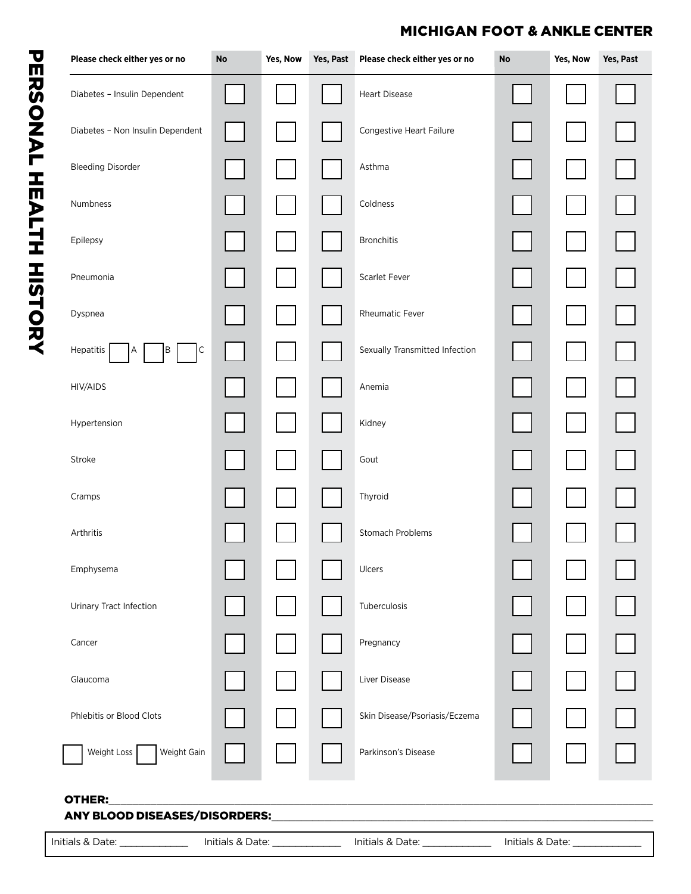# MICHIGAN FOOT & ANKLE CENTER

## PERSONAL HEALTH HISTORY

| Please check either yes or no | No | Yes, Now | Yes, Past | Please check either yes or no | No | Yes, Now | Yes, Past |
|---|---|---|---|---|---|---|---|
| Diabetes – Insulin Dependent | ☐ | ☐ | ☐ | Heart Disease | ☐ | ☐ | ☐ |
| Diabetes – Non Insulin Dependent | ☐ | ☐ | ☐ | Congestive Heart Failure | ☐ | ☐ | ☐ |
| Bleeding Disorder | ☐ | ☐ | ☐ | Asthma | ☐ | ☐ | ☐ |
| Numbness | ☐ | ☐ | ☐ | Coldness | ☐ | ☐ | ☐ |
| Epilepsy | ☐ | ☐ | ☐ | Bronchitis | ☐ | ☐ | ☐ |
| Pneumonia | ☐ | ☐ | ☐ | Scarlet Fever | ☐ | ☐ | ☐ |
| Dyspnea | ☐ | ☐ | ☐ | Rheumatic Fever | ☐ | ☐ | ☐ |
| Hepatitis ☐ A ☐ B ☐ C | ☐ | ☐ | ☐ | Sexually Transmitted Infection | ☐ | ☐ | ☐ |
| HIV/AIDS | ☐ | ☐ | ☐ | Anemia | ☐ | ☐ | ☐ |
| Hypertension | ☐ | ☐ | ☐ | Kidney | ☐ | ☐ | ☐ |
| Stroke | ☐ | ☐ | ☐ | Gout | ☐ | ☐ | ☐ |
| Cramps | ☐ | ☐ | ☐ | Thyroid | ☐ | ☐ | ☐ |
| Arthritis | ☐ | ☐ | ☐ | Stomach Problems | ☐ | ☐ | ☐ |
| Emphysema | ☐ | ☐ | ☐ | Ulcers | ☐ | ☐ | ☐ |
| Urinary Tract Infection | ☐ | ☐ | ☐ | Tuberculosis | ☐ | ☐ | ☐ |
| Cancer | ☐ | ☐ | ☐ | Pregnancy | ☐ | ☐ | ☐ |
| Glaucoma | ☐ | ☐ | ☐ | Liver Disease | ☐ | ☐ | ☐ |
| Phlebitis or Blood Clots | ☐ | ☐ | ☐ | Skin Disease/Psoriasis/Eczema | ☐ | ☐ | ☐ |
| ☐ Weight Loss ☐ Weight Gain | ☐ | ☐ | ☐ | Parkinson's Disease | ☐ | ☐ | ☐ |

**OTHER:**_______________________________________________

**ANY BLOOD DISEASES/DISORDERS:**_______________________________________________

Initials & Date: _____________ Initials & Date: _____________ Initials & Date: _____________ Initials & Date: _____________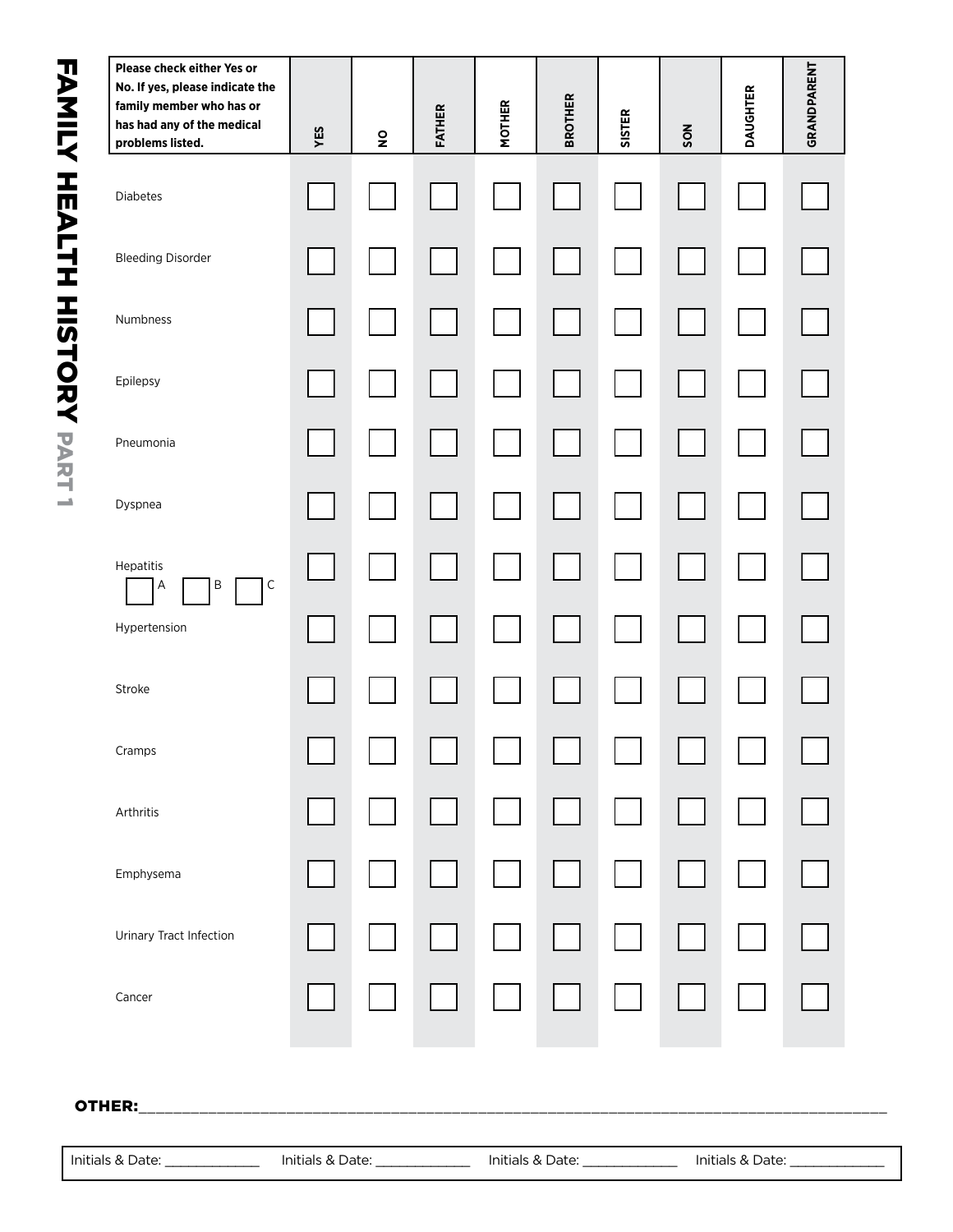# FAMILY HEALTH HISTORY PART 1

| Please check either Yes or No. If yes, please indicate the family member who has or has had any of the medical problems listed. | YES | NO | FATHER | MOTHER | BROTHER | SISTER | SON | DAUGHTER | GRANDPARENT |
|---|---|---|---|---|---|---|---|---|---|
| Diabetes | ☐ | ☐ | ☐ | ☐ | ☐ | ☐ | ☐ | ☐ | ☐ |
| Bleeding Disorder | ☐ | ☐ | ☐ | ☐ | ☐ | ☐ | ☐ | ☐ | ☐ |
| Numbness | ☐ | ☐ | ☐ | ☐ | ☐ | ☐ | ☐ | ☐ | ☐ |
| Epilepsy | ☐ | ☐ | ☐ | ☐ | ☐ | ☐ | ☐ | ☐ | ☐ |
| Pneumonia | ☐ | ☐ | ☐ | ☐ | ☐ | ☐ | ☐ | ☐ | ☐ |
| Dyspnea | ☐ | ☐ | ☐ | ☐ | ☐ | ☐ | ☐ | ☐ | ☐ |
| Hepatitis ☐ A ☐ B ☐ C | ☐ | ☐ | ☐ | ☐ | ☐ | ☐ | ☐ | ☐ | ☐ |
| Hypertension | ☐ | ☐ | ☐ | ☐ | ☐ | ☐ | ☐ | ☐ | ☐ |
| Stroke | ☐ | ☐ | ☐ | ☐ | ☐ | ☐ | ☐ | ☐ | ☐ |
| Cramps | ☐ | ☐ | ☐ | ☐ | ☐ | ☐ | ☐ | ☐ | ☐ |
| Arthritis | ☐ | ☐ | ☐ | ☐ | ☐ | ☐ | ☐ | ☐ | ☐ |
| Emphysema | ☐ | ☐ | ☐ | ☐ | ☐ | ☐ | ☐ | ☐ | ☐ |
| Urinary Tract Infection | ☐ | ☐ | ☐ | ☐ | ☐ | ☐ | ☐ | ☐ | ☐ |
| Cancer | ☐ | ☐ | ☐ | ☐ | ☐ | ☐ | ☐ | ☐ | ☐ |

**OTHER:**______________________________________________________________________________

| Initials & Date: ____________ | Initials & Date: ____________ | Initials & Date: ____________ | Initials & Date: ____________ |
|---|---|---|---|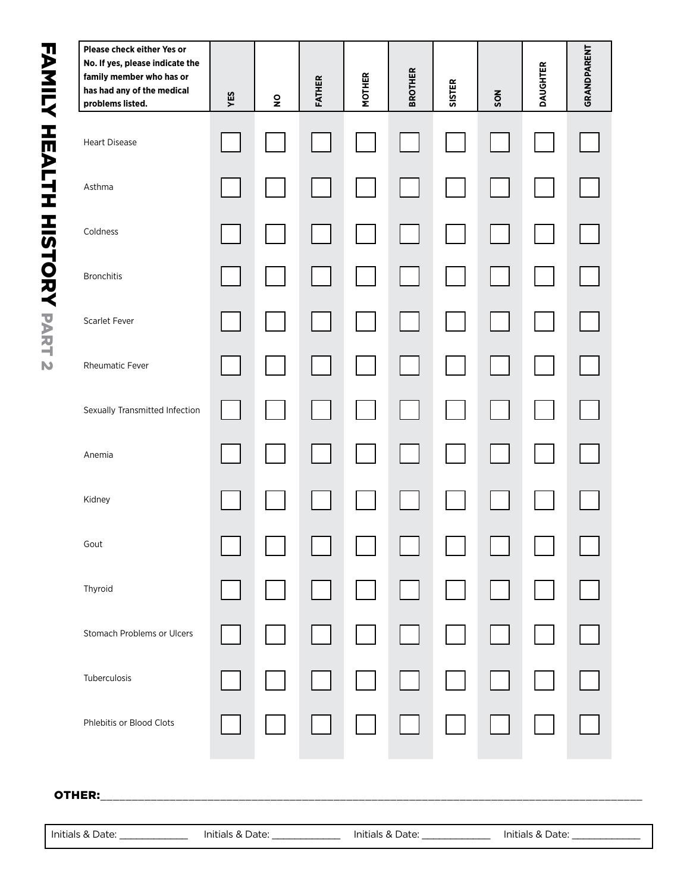# FAMILY HEALTH HISTORY PART 2

| Please check either Yes or No. If yes, please indicate the family member who has or has had any of the medical problems listed. | YES | NO | FATHER | MOTHER | BROTHER | SISTER | SON | DAUGHTER | GRANDPARENT |
|---|---|---|---|---|---|---|---|---|---|
| Heart Disease | ☐ | ☐ | ☐ | ☐ | ☐ | ☐ | ☐ | ☐ | ☐ |
| Asthma | ☐ | ☐ | ☐ | ☐ | ☐ | ☐ | ☐ | ☐ | ☐ |
| Coldness | ☐ | ☐ | ☐ | ☐ | ☐ | ☐ | ☐ | ☐ | ☐ |
| Bronchitis | ☐ | ☐ | ☐ | ☐ | ☐ | ☐ | ☐ | ☐ | ☐ |
| Scarlet Fever | ☐ | ☐ | ☐ | ☐ | ☐ | ☐ | ☐ | ☐ | ☐ |
| Rheumatic Fever | ☐ | ☐ | ☐ | ☐ | ☐ | ☐ | ☐ | ☐ | ☐ |
| Sexually Transmitted Infection | ☐ | ☐ | ☐ | ☐ | ☐ | ☐ | ☐ | ☐ | ☐ |
| Anemia | ☐ | ☐ | ☐ | ☐ | ☐ | ☐ | ☐ | ☐ | ☐ |
| Kidney | ☐ | ☐ | ☐ | ☐ | ☐ | ☐ | ☐ | ☐ | ☐ |
| Gout | ☐ | ☐ | ☐ | ☐ | ☐ | ☐ | ☐ | ☐ | ☐ |
| Thyroid | ☐ | ☐ | ☐ | ☐ | ☐ | ☐ | ☐ | ☐ | ☐ |
| Stomach Problems or Ulcers | ☐ | ☐ | ☐ | ☐ | ☐ | ☐ | ☐ | ☐ | ☐ |
| Tuberculosis | ☐ | ☐ | ☐ | ☐ | ☐ | ☐ | ☐ | ☐ | ☐ |
| Phlebitis or Blood Clots | ☐ | ☐ | ☐ | ☐ | ☐ | ☐ | ☐ | ☐ | ☐ |

**OTHER:**___________________________________________________________________________

Initials & Date: ____________ Initials & Date: ____________ Initials & Date: ____________ Initials & Date: ____________